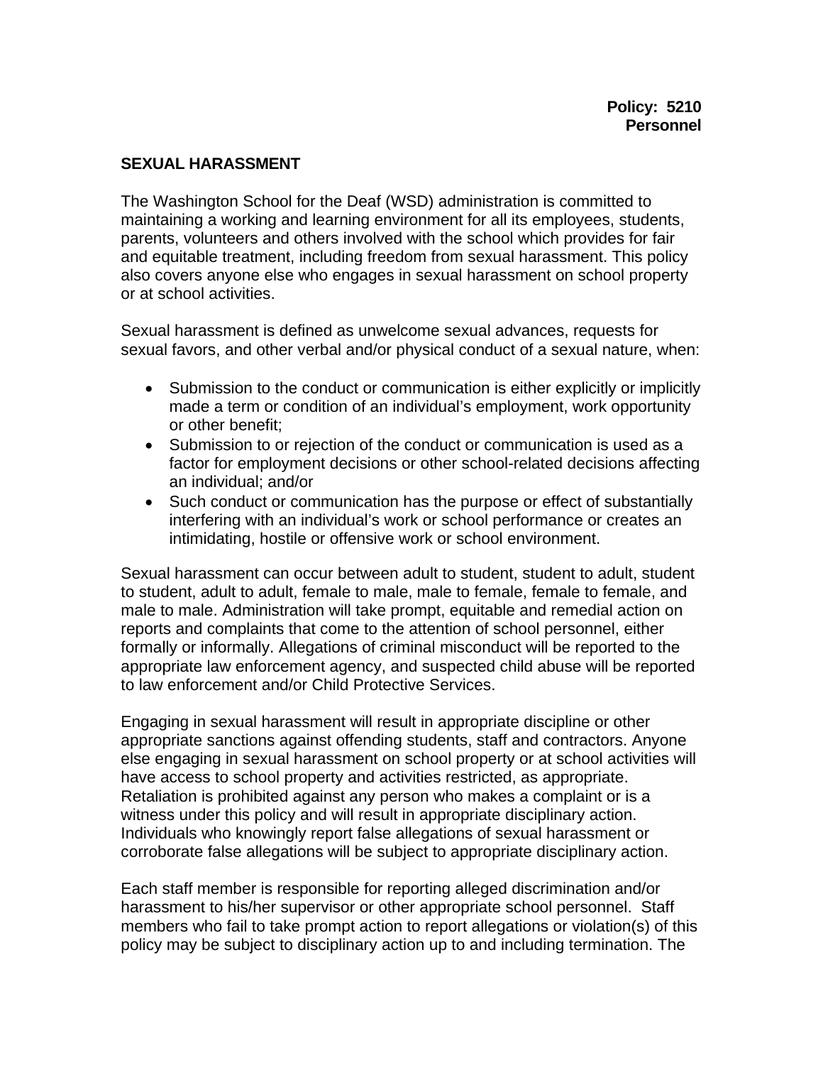**Policy: 5210**
**Personnel**

## SEXUAL HARASSMENT

The Washington School for the Deaf (WSD) administration is committed to maintaining a working and learning environment for all its employees, students, parents, volunteers and others involved with the school which provides for fair and equitable treatment, including freedom from sexual harassment. This policy also covers anyone else who engages in sexual harassment on school property or at school activities.

Sexual harassment is defined as unwelcome sexual advances, requests for sexual favors, and other verbal and/or physical conduct of a sexual nature, when:

- Submission to the conduct or communication is either explicitly or implicitly made a term or condition of an individual's employment, work opportunity or other benefit;
- Submission to or rejection of the conduct or communication is used as a factor for employment decisions or other school-related decisions affecting an individual; and/or
- Such conduct or communication has the purpose or effect of substantially interfering with an individual's work or school performance or creates an intimidating, hostile or offensive work or school environment.

Sexual harassment can occur between adult to student, student to adult, student to student, adult to adult, female to male, male to female, female to female, and male to male. Administration will take prompt, equitable and remedial action on reports and complaints that come to the attention of school personnel, either formally or informally. Allegations of criminal misconduct will be reported to the appropriate law enforcement agency, and suspected child abuse will be reported to law enforcement and/or Child Protective Services.

Engaging in sexual harassment will result in appropriate discipline or other appropriate sanctions against offending students, staff and contractors. Anyone else engaging in sexual harassment on school property or at school activities will have access to school property and activities restricted, as appropriate. Retaliation is prohibited against any person who makes a complaint or is a witness under this policy and will result in appropriate disciplinary action. Individuals who knowingly report false allegations of sexual harassment or corroborate false allegations will be subject to appropriate disciplinary action.

Each staff member is responsible for reporting alleged discrimination and/or harassment to his/her supervisor or other appropriate school personnel. Staff members who fail to take prompt action to report allegations or violation(s) of this policy may be subject to disciplinary action up to and including termination. The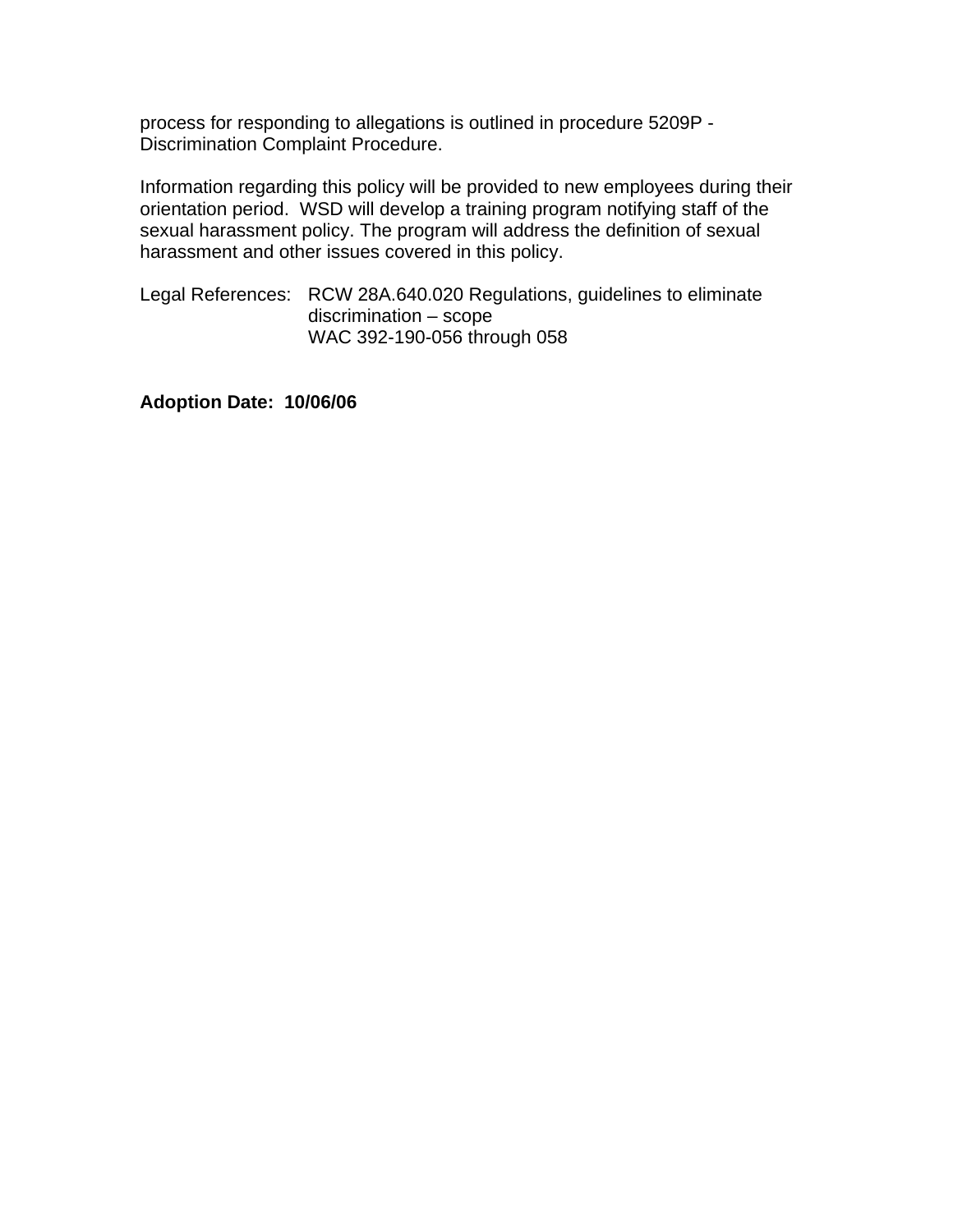process for responding to allegations is outlined in procedure 5209P - Discrimination Complaint Procedure.

Information regarding this policy will be provided to new employees during their orientation period.  WSD will develop a training program notifying staff of the sexual harassment policy. The program will address the definition of sexual harassment and other issues covered in this policy.

Legal References: RCW 28A.640.020 Regulations, guidelines to eliminate discrimination – scope
WAC 392-190-056 through 058

**Adoption Date:  10/06/06**